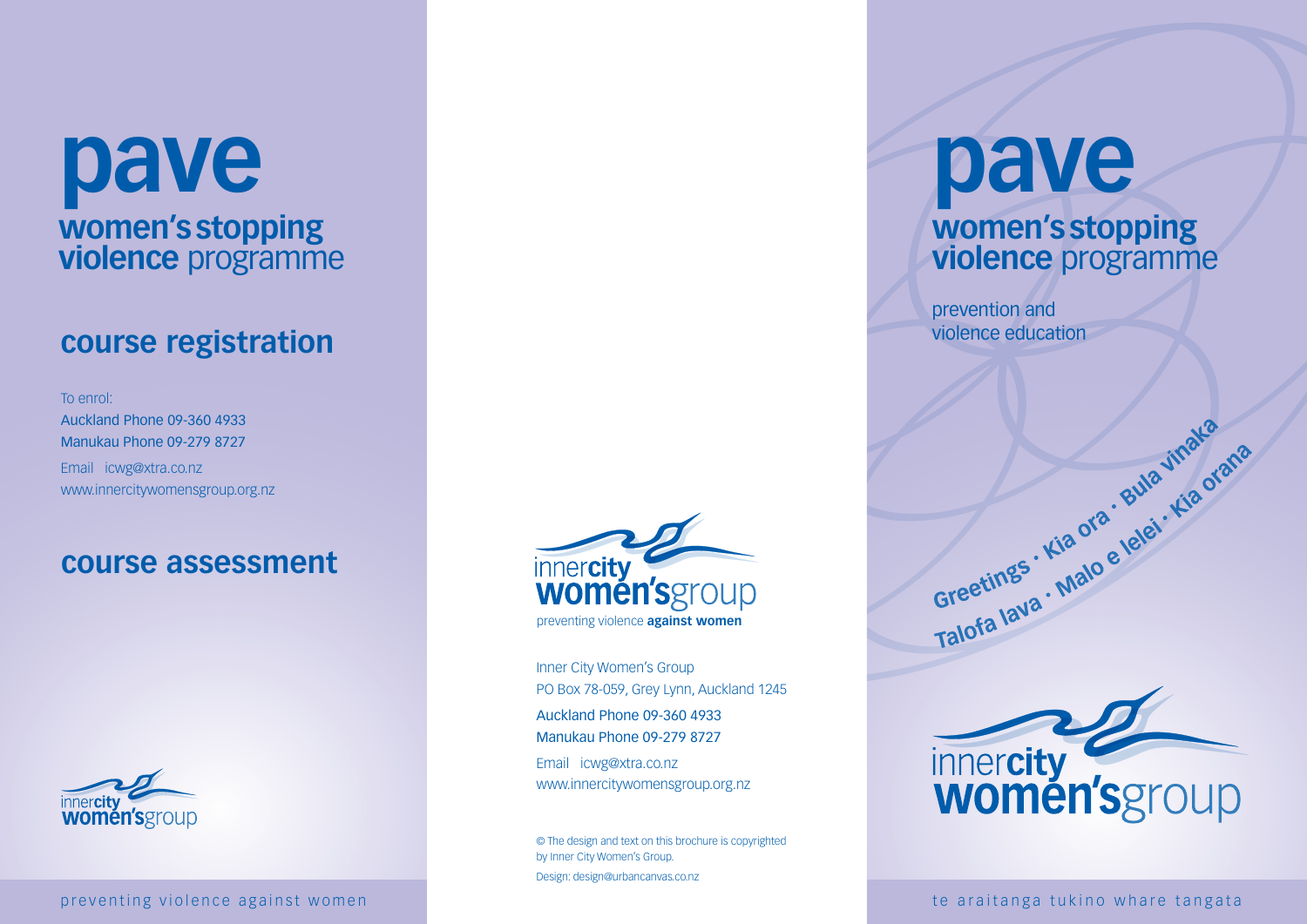# pave

## women's stopping violence programme

## course registration

To enrol:
Auckland Phone 09-360 4933
Manukau Phone 09-279 8727
Email icwg@xtra.co.nz
www.innercitywomensgroup.org.nz

## course assessment

innercity women'sgroup

preventing violence against women

innercity women'sgroup
preventing violence **against women**

Inner City Women's Group
PO Box 78-059, Grey Lynn, Auckland 1245
Auckland Phone 09-360 4933
Manukau Phone 09-279 8727
Email icwg@xtra.co.nz
www.innercitywomensgroup.org.nz

© The design and text on this brochure is copyrighted by Inner City Women's Group.
Design: design@urbancanvas.co.nz

# pave

## women's stopping violence programme

prevention and violence education

**Greetings · Kia ora · Bula vinaka**
**Talofa lava · Malo e lelei · Kia orana**

innercity women'sgroup

te araitanga tukino whare tangata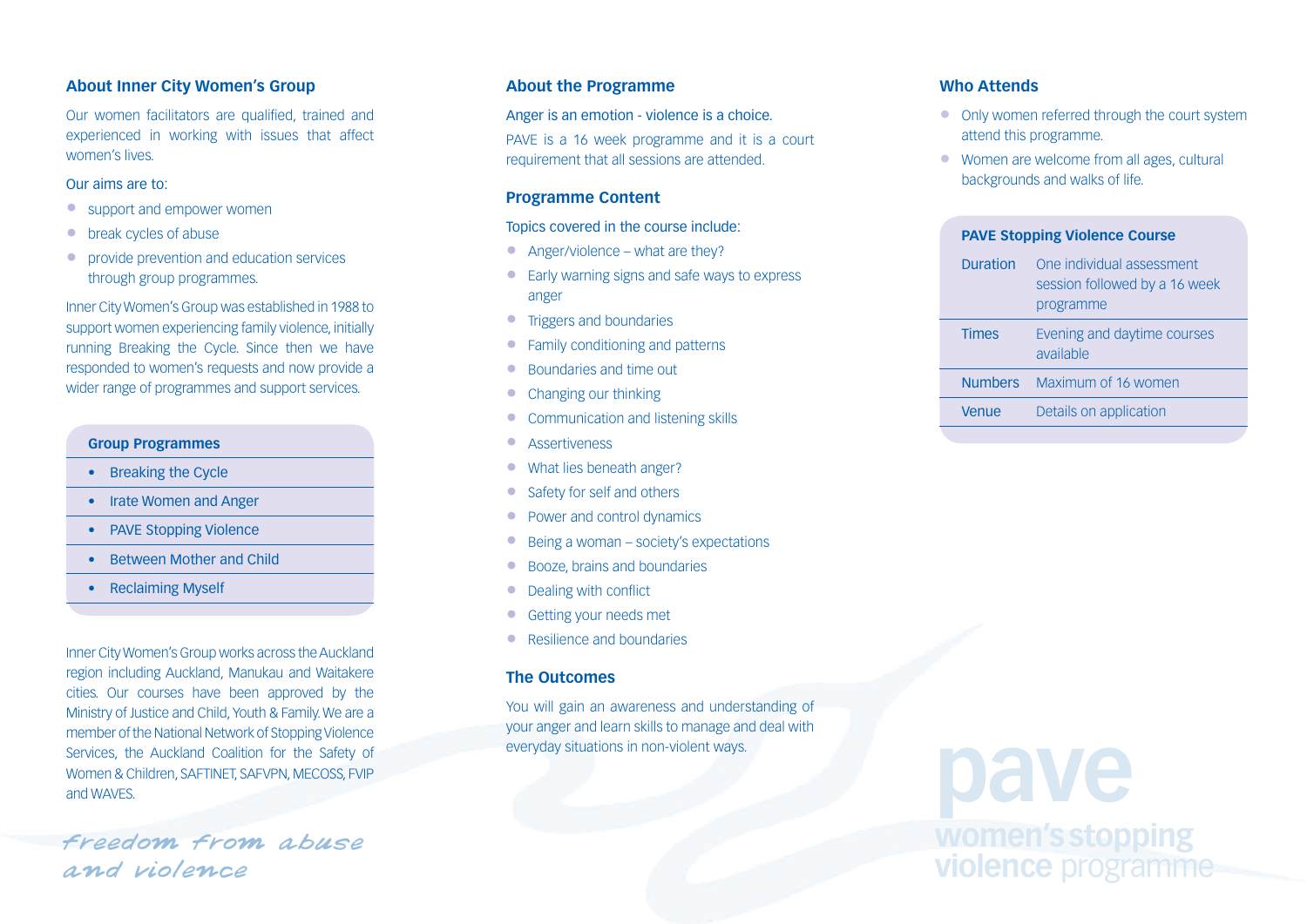## About Inner City Women's Group

Our women facilitators are qualified, trained and experienced in working with issues that affect women's lives.

Our aims are to:

- support and empower women
- break cycles of abuse
- provide prevention and education services through group programmes.

Inner City Women's Group was established in 1988 to support women experiencing family violence, initially running Breaking the Cycle. Since then we have responded to women's requests and now provide a wider range of programmes and support services.

| Group Programmes |
| --- |
| • Breaking the Cycle |
| • Irate Women and Anger |
| • PAVE Stopping Violence |
| • Between Mother and Child |
| • Reclaiming Myself |

Inner City Women's Group works across the Auckland region including Auckland, Manukau and Waitakere cities. Our courses have been approved by the Ministry of Justice and Child, Youth & Family. We are a member of the National Network of Stopping Violence Services, the Auckland Coalition for the Safety of Women & Children, SAFTINET, SAFVPN, MECOSS, FVIP and WAVES.

*freedom from abuse and violence*

## About the Programme

Anger is an emotion - violence is a choice.

PAVE is a 16 week programme and it is a court requirement that all sessions are attended.

## Programme Content

Topics covered in the course include:

- Anger/violence – what are they?
- Early warning signs and safe ways to express anger
- Triggers and boundaries
- Family conditioning and patterns
- Boundaries and time out
- Changing our thinking
- Communication and listening skills
- Assertiveness
- What lies beneath anger?
- Safety for self and others
- Power and control dynamics
- Being a woman – society's expectations
- Booze, brains and boundaries
- Dealing with conflict
- Getting your needs met
- Resilience and boundaries

## The Outcomes

You will gain an awareness and understanding of your anger and learn skills to manage and deal with everyday situations in non-violent ways.

## Who Attends

- Only women referred through the court system attend this programme.
- Women are welcome from all ages, cultural backgrounds and walks of life.

| PAVE Stopping Violence Course | |
| --- | --- |
| Duration | One individual assessment session followed by a 16 week programme |
| Times | Evening and daytime courses available |
| Numbers | Maximum of 16 women |
| Venue | Details on application |

**pave**

**women's stopping violence** programme